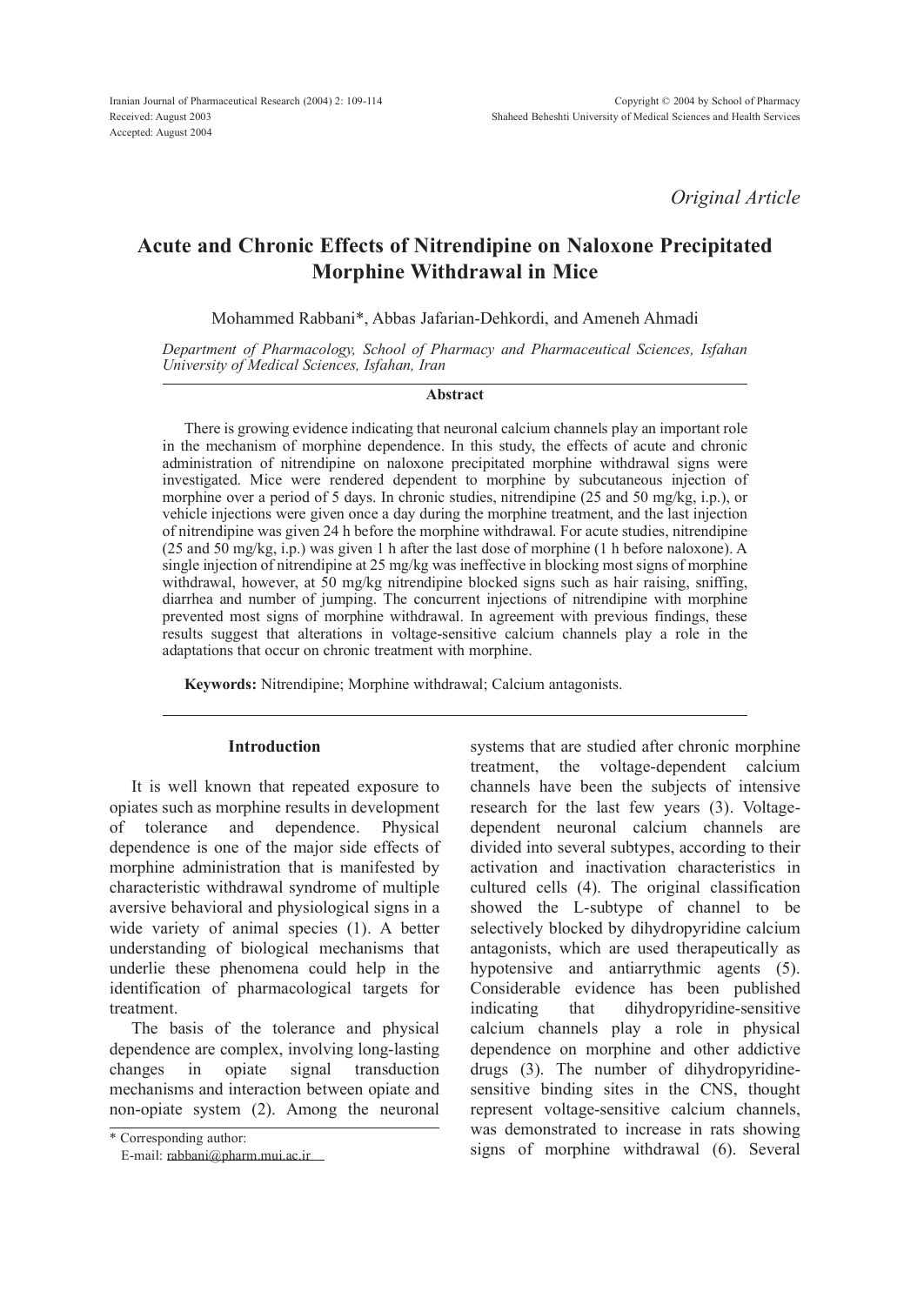*Original Article*

# Acute and Chronic Effects of Nitrendipine on Naloxone Precipitated Morphine Withdrawal in Mice

Mohammed Rabbani*, Abbas Jafarian-Dehkordi, and Ameneh Ahmadi

*Department of Pharmacology, School of Pharmacy and Pharmaceutical Sciences, Isfahan University of Medical Sciences, Isfahan, Iran*

### Abstract

There is growing evidence indicating that neuronal calcium channels play an important role in the mechanism of morphine dependence. In this study, the effects of acute and chronic administration of nitrendipine on naloxone precipitated morphine withdrawal signs were investigated. Mice were rendered dependent to morphine by subcutaneous injection of morphine over a period of 5 days. In chronic studies, nitrendipine (25 and 50 mg/kg, i.p.), or vehicle injections were given once a day during the morphine treatment, and the last injection of nitrendipine was given 24 h before the morphine withdrawal. For acute studies, nitrendipine (25 and 50 mg/kg, i.p.) was given 1 h after the last dose of morphine (1 h before naloxone). A single injection of nitrendipine at 25 mg/kg was ineffective in blocking most signs of morphine withdrawal, however, at 50 mg/kg nitrendipine blocked signs such as hair raising, sniffing, diarrhea and number of jumping. The concurrent injections of nitrendipine with morphine prevented most signs of morphine withdrawal. In agreement with previous findings, these results suggest that alterations in voltage-sensitive calcium channels play a role in the adaptations that occur on chronic treatment with morphine.

**Keywords:** Nitrendipine; Morphine withdrawal; Calcium antagonists.

## Introduction

It is well known that repeated exposure to opiates such as morphine results in development of tolerance and dependence. Physical dependence is one of the major side effects of morphine administration that is manifested by characteristic withdrawal syndrome of multiple aversive behavioral and physiological signs in a wide variety of animal species (1). A better understanding of biological mechanisms that underlie these phenomena could help in the identification of pharmacological targets for treatment.

The basis of the tolerance and physical dependence are complex, involving long-lasting changes in opiate signal transduction mechanisms and interaction between opiate and non-opiate system (2). Among the neuronal systems that are studied after chronic morphine treatment, the voltage-dependent calcium channels have been the subjects of intensive research for the last few years (3). Voltage-dependent neuronal calcium channels are divided into several subtypes, according to their activation and inactivation characteristics in cultured cells (4). The original classification showed the L-subtype of channel to be selectively blocked by dihydropyridine calcium antagonists, which are used therapeutically as hypotensive and antiarrythmic agents (5). Considerable evidence has been published indicating that dihydropyridine-sensitive calcium channels play a role in physical dependence on morphine and other addictive drugs (3). The number of dihydropyridine-sensitive binding sites in the CNS, thought represent voltage-sensitive calcium channels, was demonstrated to increase in rats showing signs of morphine withdrawal (6). Several

\* Corresponding author:
E-mail: rabbani@pharm.mui.ac.ir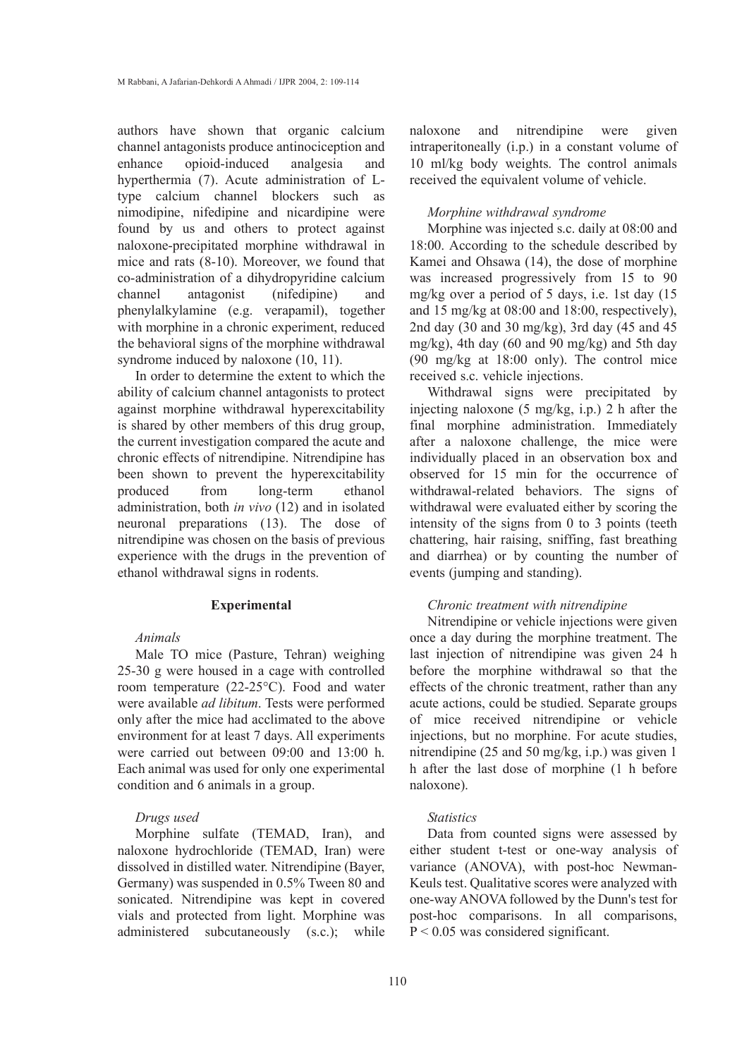authors have shown that organic calcium channel antagonists produce antinociception and enhance opioid-induced analgesia and hyperthermia (7). Acute administration of L-type calcium channel blockers such as nimodipine, nifedipine and nicardipine were found by us and others to protect against naloxone-precipitated morphine withdrawal in mice and rats (8-10). Moreover, we found that co-administration of a dihydropyridine calcium channel antagonist (nifedipine) and phenylalkylamine (e.g. verapamil), together with morphine in a chronic experiment, reduced the behavioral signs of the morphine withdrawal syndrome induced by naloxone (10, 11).

In order to determine the extent to which the ability of calcium channel antagonists to protect against morphine withdrawal hyperexcitability is shared by other members of this drug group, the current investigation compared the acute and chronic effects of nitrendipine. Nitrendipine has been shown to prevent the hyperexcitability produced from long-term ethanol administration, both *in vivo* (12) and in isolated neuronal preparations (13). The dose of nitrendipine was chosen on the basis of previous experience with the drugs in the prevention of ethanol withdrawal signs in rodents.

## Experimental

### *Animals*

Male TO mice (Pasture, Tehran) weighing 25-30 g were housed in a cage with controlled room temperature (22-25°C). Food and water were available *ad libitum*. Tests were performed only after the mice had acclimated to the above environment for at least 7 days. All experiments were carried out between 09:00 and 13:00 h. Each animal was used for only one experimental condition and 6 animals in a group.

### *Drugs used*

Morphine sulfate (TEMAD, Iran), and naloxone hydrochloride (TEMAD, Iran) were dissolved in distilled water. Nitrendipine (Bayer, Germany) was suspended in 0.5% Tween 80 and sonicated. Nitrendipine was kept in covered vials and protected from light. Morphine was administered subcutaneously (s.c.); while naloxone and nitrendipine were given intraperitoneally (i.p.) in a constant volume of 10 ml/kg body weights. The control animals received the equivalent volume of vehicle.

### *Morphine withdrawal syndrome*

Morphine was injected s.c. daily at 08:00 and 18:00. According to the schedule described by Kamei and Ohsawa (14), the dose of morphine was increased progressively from 15 to 90 mg/kg over a period of 5 days, i.e. 1st day (15 and 15 mg/kg at 08:00 and 18:00, respectively), 2nd day (30 and 30 mg/kg), 3rd day (45 and 45 mg/kg), 4th day (60 and 90 mg/kg) and 5th day (90 mg/kg at 18:00 only). The control mice received s.c. vehicle injections.

Withdrawal signs were precipitated by injecting naloxone (5 mg/kg, i.p.) 2 h after the final morphine administration. Immediately after a naloxone challenge, the mice were individually placed in an observation box and observed for 15 min for the occurrence of withdrawal-related behaviors. The signs of withdrawal were evaluated either by scoring the intensity of the signs from 0 to 3 points (teeth chattering, hair raising, sniffing, fast breathing and diarrhea) or by counting the number of events (jumping and standing).

### *Chronic treatment with nitrendipine*

Nitrendipine or vehicle injections were given once a day during the morphine treatment. The last injection of nitrendipine was given 24 h before the morphine withdrawal so that the effects of the chronic treatment, rather than any acute actions, could be studied. Separate groups of mice received nitrendipine or vehicle injections, but no morphine. For acute studies, nitrendipine (25 and 50 mg/kg, i.p.) was given 1 h after the last dose of morphine (1 h before naloxone).

### *Statistics*

Data from counted signs were assessed by either student t-test or one-way analysis of variance (ANOVA), with post-hoc Newman-Keuls test. Qualitative scores were analyzed with one-way ANOVA followed by the Dunn's test for post-hoc comparisons. In all comparisons, $P < 0.05$ was considered significant.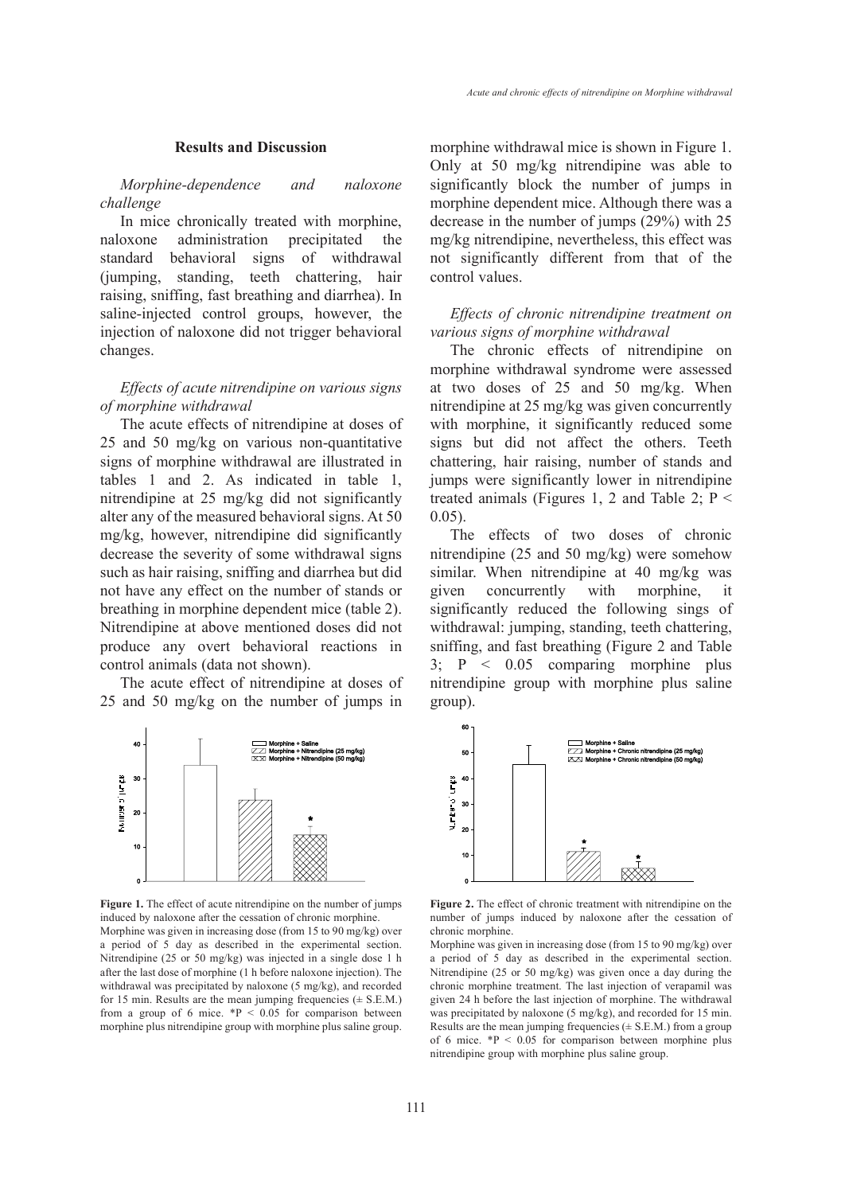## Results and Discussion

*Morphine-dependence and naloxone challenge*

In mice chronically treated with morphine, naloxone administration precipitated the standard behavioral signs of withdrawal (jumping, standing, teeth chattering, hair raising, sniffing, fast breathing and diarrhea). In saline-injected control groups, however, the injection of naloxone did not trigger behavioral changes.

*Effects of acute nitrendipine on various signs of morphine withdrawal*

The acute effects of nitrendipine at doses of 25 and 50 mg/kg on various non-quantitative signs of morphine withdrawal are illustrated in tables 1 and 2. As indicated in table 1, nitrendipine at 25 mg/kg did not significantly alter any of the measured behavioral signs. At 50 mg/kg, however, nitrendipine did significantly decrease the severity of some withdrawal signs such as hair raising, sniffing and diarrhea but did not have any effect on the number of stands or breathing in morphine dependent mice (table 2). Nitrendipine at above mentioned doses did not produce any overt behavioral reactions in control animals (data not shown).

The acute effect of nitrendipine at doses of 25 and 50 mg/kg on the number of jumps in morphine withdrawal mice is shown in Figure 1. Only at 50 mg/kg nitrendipine was able to significantly block the number of jumps in morphine dependent mice. Although there was a decrease in the number of jumps (29%) with 25 mg/kg nitrendipine, nevertheless, this effect was not significantly different from that of the control values.

*Effects of chronic nitrendipine treatment on various signs of morphine withdrawal*

The chronic effects of nitrendipine on morphine withdrawal syndrome were assessed at two doses of 25 and 50 mg/kg. When nitrendipine at 25 mg/kg was given concurrently with morphine, it significantly reduced some signs but did not affect the others. Teeth chattering, hair raising, number of stands and jumps were significantly lower in nitrendipine treated animals (Figures 1, 2 and Table 2; $P < 0.05$).

The effects of two doses of chronic nitrendipine (25 and 50 mg/kg) were somehow similar. When nitrendipine at 40 mg/kg was given concurrently with morphine, it significantly reduced the following sings of withdrawal: jumping, standing, teeth chattering, sniffing, and fast breathing (Figure 2 and Table 3; $P < 0.05$ comparing morphine plus nitrendipine group with morphine plus saline group).

**Figure 1.** The effect of acute nitrendipine on the number of jumps induced by naloxone after the cessation of chronic morphine.
Morphine was given in increasing dose (from 15 to 90 mg/kg) over a period of 5 day as described in the experimental section. Nitrendipine (25 or 50 mg/kg) was injected in a single dose 1 h after the last dose of morphine (1 h before naloxone injection). The withdrawal was precipitated by naloxone (5 mg/kg), and recorded for 15 min. Results are the mean jumping frequencies (± S.E.M.) from a group of 6 mice. $^*P < 0.05$ for comparison between morphine plus nitrendipine group with morphine plus saline group.

**Figure 2.** The effect of chronic treatment with nitrendipine on the number of jumps induced by naloxone after the cessation of chronic morphine.
Morphine was given in increasing dose (from 15 to 90 mg/kg) over a period of 5 day as described in the experimental section. Nitrendipine (25 or 50 mg/kg) was given once a day during the chronic morphine treatment. The last injection of verapamil was given 24 h before the last injection of morphine. The withdrawal was precipitated by naloxone (5 mg/kg), and recorded for 15 min. Results are the mean jumping frequencies (± S.E.M.) from a group of 6 mice. $^*P < 0.05$ for comparison between morphine plus nitrendipine group with morphine plus saline group.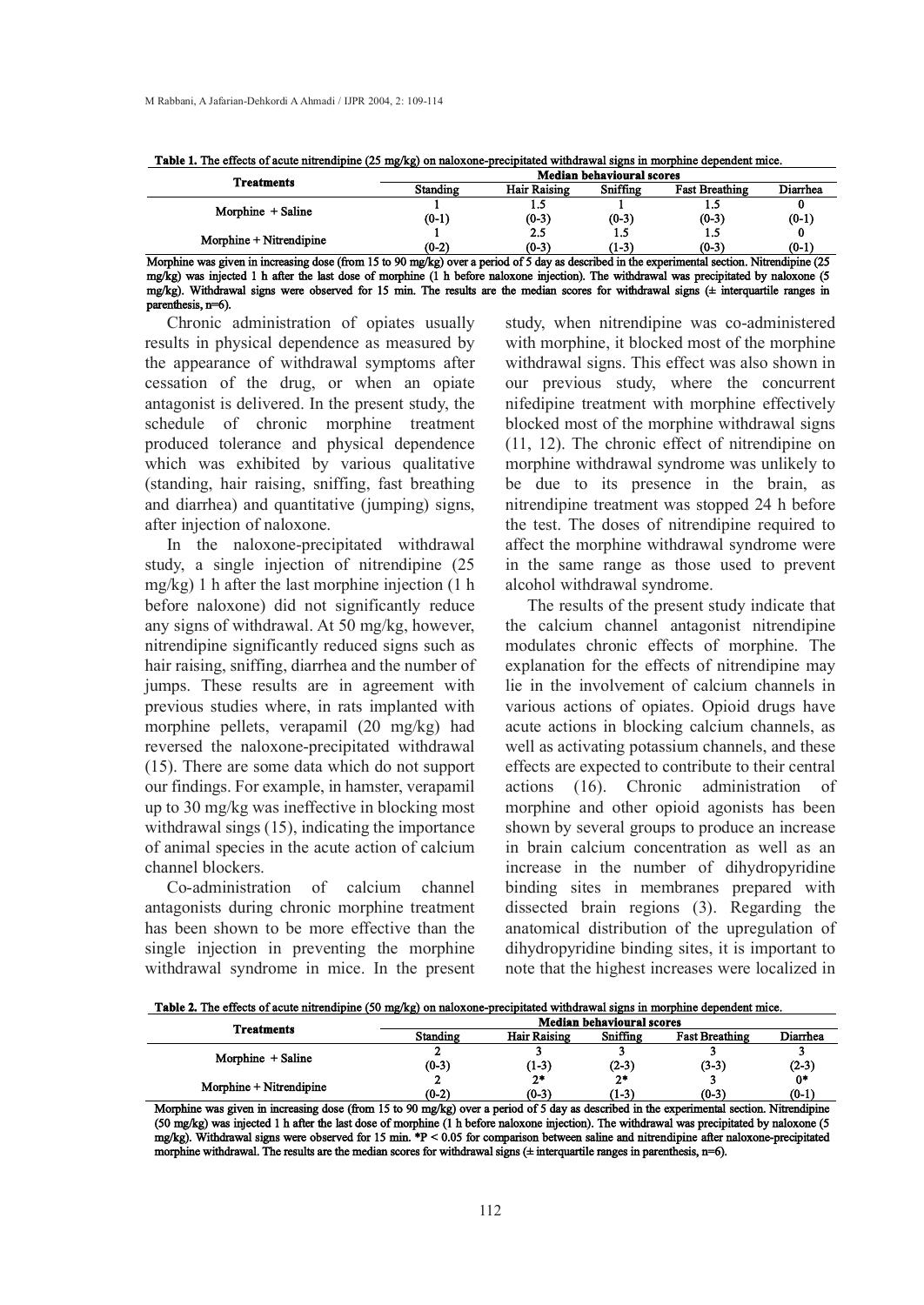**Table 1.** The effects of acute nitrendipine (25 mg/kg) on naloxone-precipitated withdrawal signs in morphine dependent mice.

| Treatments | Median behavioural scores | | | | |
|---|---|---|---|---|---|
| | Standing | Hair Raising | Sniffing | Fast Breathing | Diarrhea |
| Morphine + Saline | 1 (0-1) | 1.5 (0-3) | 1 (0-3) | 1.5 (0-3) | 0 (0-1) |
| Morphine + Nitrendipine | 1 (0-2) | 2.5 (0-3) | 1.5 (1-3) | 1.5 (0-3) | 0 (0-1) |

Morphine was given in increasing dose (from 15 to 90 mg/kg) over a period of 5 day as described in the experimental section. Nitrendipine (25 mg/kg) was injected 1 h after the last dose of morphine (1 h before naloxone injection). The withdrawal was precipitated by naloxone (5 mg/kg). Withdrawal signs were observed for 15 min. The results are the median scores for withdrawal signs (± interquartile ranges in parenthesis, n=6).

Chronic administration of opiates usually results in physical dependence as measured by the appearance of withdrawal symptoms after cessation of the drug, or when an opiate antagonist is delivered. In the present study, the schedule of chronic morphine treatment produced tolerance and physical dependence which was exhibited by various qualitative (standing, hair raising, sniffing, fast breathing and diarrhea) and quantitative (jumping) signs, after injection of naloxone.

In the naloxone-precipitated withdrawal study, a single injection of nitrendipine (25 mg/kg) 1 h after the last morphine injection (1 h before naloxone) did not significantly reduce any signs of withdrawal. At 50 mg/kg, however, nitrendipine significantly reduced signs such as hair raising, sniffing, diarrhea and the number of jumps. These results are in agreement with previous studies where, in rats implanted with morphine pellets, verapamil (20 mg/kg) had reversed the naloxone-precipitated withdrawal (15). There are some data which do not support our findings. For example, in hamster, verapamil up to 30 mg/kg was ineffective in blocking most withdrawal sings (15), indicating the importance of animal species in the acute action of calcium channel blockers.

Co-administration of calcium channel antagonists during chronic morphine treatment has been shown to be more effective than the single injection in preventing the morphine withdrawal syndrome in mice. In the present study, when nitrendipine was co-administered with morphine, it blocked most of the morphine withdrawal signs. This effect was also shown in our previous study, where the concurrent nifedipine treatment with morphine effectively blocked most of the morphine withdrawal signs (11, 12). The chronic effect of nitrendipine on morphine withdrawal syndrome was unlikely to be due to its presence in the brain, as nitrendipine treatment was stopped 24 h before the test. The doses of nitrendipine required to affect the morphine withdrawal syndrome were in the same range as those used to prevent alcohol withdrawal syndrome.

The results of the present study indicate that the calcium channel antagonist nitrendipine modulates chronic effects of morphine. The explanation for the effects of nitrendipine may lie in the involvement of calcium channels in various actions of opiates. Opioid drugs have acute actions in blocking calcium channels, as well as activating potassium channels, and these effects are expected to contribute to their central actions (16). Chronic administration of morphine and other opioid agonists has been shown by several groups to produce an increase in brain calcium concentration as well as an increase in the number of dihydropyridine binding sites in membranes prepared with dissected brain regions (3). Regarding the anatomical distribution of the upregulation of dihydropyridine binding sites, it is important to note that the highest increases were localized in

**Table 2.** The effects of acute nitrendipine (50 mg/kg) on naloxone-precipitated withdrawal signs in morphine dependent mice.

| Treatments | Median behavioural scores | | | | |
|---|---|---|---|---|---|
| | Standing | Hair Raising | Sniffing | Fast Breathing | Diarrhea |
| Morphine + Saline | 2 (0-3) | 3 (1-3) | 3 (2-3) | 3 (3-3) | 3 (2-3) |
| Morphine + Nitrendipine | 2 (0-2) | 2* (0-3) | 2* (1-3) | 3 (0-3) | 0* (0-1) |

Morphine was given in increasing dose (from 15 to 90 mg/kg) over a period of 5 day as described in the experimental section. Nitrendipine (50 mg/kg) was injected 1 h after the last dose of morphine (1 h before naloxone injection). The withdrawal was precipitated by naloxone (5 mg/kg). Withdrawal signs were observed for 15 min. *$P < 0.05$ for comparison between saline and nitrendipine after naloxone-precipitated morphine withdrawal. The results are the median scores for withdrawal signs (± interquartile ranges in parenthesis, n=6).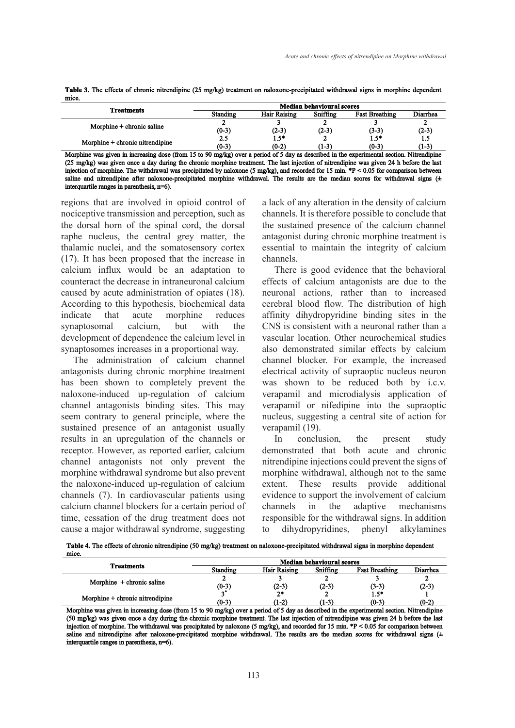**Table 3.** The effects of chronic nitrendipine (25 mg/kg) treatment on naloxone-precipitated withdrawal signs in morphine dependent mice.

| Treatments | Median behavioural scores | | | | |
|---|---|---|---|---|---|
| | Standing | Hair Raising | Sniffing | Fast Breathing | Diarrhea |
| Morphine + chronic saline | 2 (0-3) | 3 (2-3) | 2 (2-3) | 3 (3-3) | 2 (2-3) |
| Morphine + chronic nitrendipine | 2.5 (0-3) | 1.5* (0-2) | 2 (1-3) | 1.5* (0-3) | 1.5 (1-3) |

Morphine was given in increasing dose (from 15 to 90 mg/kg) over a period of 5 day as described in the experimental section. Nitrendipine (25 mg/kg) was given once a day during the chronic morphine treatment. The last injection of nitrendipine was given 24 h before the last injection of morphine. The withdrawal was precipitated by naloxone (5 mg/kg), and recorded for 15 min. *P < 0.05 for comparison between saline and nitrendipine after naloxone-precipitated morphine withdrawal. The results are the median scores for withdrawal signs (± interquartile ranges in parenthesis, n=6).

regions that are involved in opioid control of nociceptive transmission and perception, such as the dorsal horn of the spinal cord, the dorsal raphe nucleus, the central grey matter, the thalamic nuclei, and the somatosensory cortex (17). It has been proposed that the increase in calcium influx would be an adaptation to counteract the decrease in intraneuronal calcium caused by acute administration of opiates (18). According to this hypothesis, biochemical data indicate that acute morphine reduces synaptosomal calcium, but with the development of dependence the calcium level in synaptosomes increases in a proportional way.

The administration of calcium channel antagonists during chronic morphine treatment has been shown to completely prevent the naloxone-induced up-regulation of calcium channel antagonists binding sites. This may seem contrary to general principle, where the sustained presence of an antagonist usually results in an upregulation of the channels or receptor. However, as reported earlier, calcium channel antagonists not only prevent the morphine withdrawal syndrome but also prevent the naloxone-induced up-regulation of calcium channels (7). In cardiovascular patients using calcium channel blockers for a certain period of time, cessation of the drug treatment does not cause a major withdrawal syndrome, suggesting a lack of any alteration in the density of calcium channels. It is therefore possible to conclude that the sustained presence of the calcium channel antagonist during chronic morphine treatment is essential to maintain the integrity of calcium channels.

There is good evidence that the behavioral effects of calcium antagonists are due to the neuronal actions, rather than to increased cerebral blood flow. The distribution of high affinity dihydropyridine binding sites in the CNS is consistent with a neuronal rather than a vascular location. Other neurochemical studies also demonstrated similar effects by calcium channel blocker. For example, the increased electrical activity of supraoptic nucleus neuron was shown to be reduced both by i.c.v. verapamil and microdialysis application of verapamil or nifedipine into the supraoptic nucleus, suggesting a central site of action for verapamil (19).

In conclusion, the present study demonstrated that both acute and chronic nitrendipine injections could prevent the signs of morphine withdrawal, although not to the same extent. These results provide additional evidence to support the involvement of calcium channels in the adaptive mechanisms responsible for the withdrawal signs. In addition to dihydropyridines, phenyl alkylamines

**Table 4.** The effects of chronic nitrendipine (50 mg/kg) treatment on naloxone-precipitated withdrawal signs in morphine dependent mice.

| Treatments | Median behavioural scores | | | | |
|---|---|---|---|---|---|
| | Standing | Hair Raising | Sniffing | Fast Breathing | Diarrhea |
| Morphine + chronic saline | 2 (0-3) | 3 (2-3) | 2 (2-3) | 3 (3-3) | 2 (2-3) |
| Morphine + chronic nitrendipine | 3* (0-3) | 2* (1-2) | 2 (1-3) | 1.5* (0-3) | 1 (0-2) |

Morphine was given in increasing dose (from 15 to 90 mg/kg) over a period of 5 day as described in the experimental section. Nitrendipine (50 mg/kg) was given once a day during the chronic morphine treatment. The last injection of nitrendipine was given 24 h before the last injection of morphine. The withdrawal was precipitated by naloxone (5 mg/kg), and recorded for 15 min. *P < 0.05 for comparison between saline and nitrendipine after naloxone-precipitated morphine withdrawal. The results are the median scores for withdrawal signs (± interquartile ranges in parenthesis, n=6).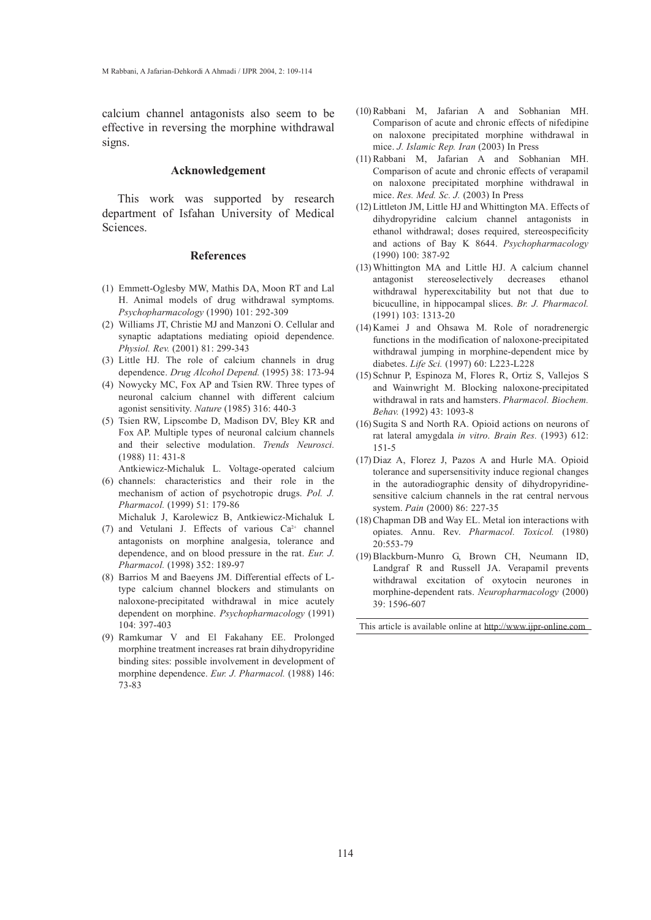calcium channel antagonists also seem to be effective in reversing the morphine withdrawal signs.

## Acknowledgement

This work was supported by research department of Isfahan University of Medical Sciences.

## References

(1) Emmett-Oglesby MW, Mathis DA, Moon RT and Lal H. Animal models of drug withdrawal symptoms. *Psychopharmacology* (1990) 101: 292-309

(2) Williams JT, Christie MJ and Manzoni O. Cellular and synaptic adaptations mediating opioid dependence. *Physiol. Rev.* (2001) 81: 299-343

(3) Little HJ. The role of calcium channels in drug dependence. *Drug Alcohol Depend.* (1995) 38: 173-94

(4) Nowycky MC, Fox AP and Tsien RW. Three types of neuronal calcium channel with different calcium agonist sensitivity. *Nature* (1985) 316: 440-3

(5) Tsien RW, Lipscombe D, Madison DV, Bley KR and Fox AP. Multiple types of neuronal calcium channels and their selective modulation. *Trends Neurosci.* (1988) 11: 431-8

(6) Antkiewicz-Michaluk L. Voltage-operated calcium channels: characteristics and their role in the mechanism of action of psychotropic drugs. *Pol. J. Pharmacol.* (1999) 51: 179-86

(7) Michaluk J, Karolewicz B, Antkiewicz-Michaluk L and Vetulani J. Effects of various $Ca^{2+}$ channel antagonists on morphine analgesia, tolerance and dependence, and on blood pressure in the rat. *Eur. J. Pharmacol.* (1998) 352: 189-97

(8) Barrios M and Baeyens JM. Differential effects of L-type calcium channel blockers and stimulants on naloxone-precipitated withdrawal in mice acutely dependent on morphine. *Psychopharmacology* (1991) 104: 397-403

(9) Ramkumar V and El Fakahany EE. Prolonged morphine treatment increases rat brain dihydropyridine binding sites: possible involvement in development of morphine dependence. *Eur. J. Pharmacol.* (1988) 146: 73-83

(10) Rabbani M, Jafarian A and Sobhanian MH. Comparison of acute and chronic effects of nifedipine on naloxone precipitated morphine withdrawal in mice. *J. Islamic Rep. Iran* (2003) In Press

(11) Rabbani M, Jafarian A and Sobhanian MH. Comparison of acute and chronic effects of verapamil on naloxone precipitated morphine withdrawal in mice. *Res. Med. Sc. J.* (2003) In Press

(12) Littleton JM, Little HJ and Whittington MA. Effects of dihydropyridine calcium channel antagonists in ethanol withdrawal; doses required, stereospecificity and actions of Bay K 8644. *Psychopharmacology* (1990) 100: 387-92

(13) Whittington MA and Little HJ. A calcium channel antagonist stereoselectively decreases ethanol withdrawal hyperexcitability but not that due to bicuculline, in hippocampal slices. *Br. J. Pharmacol.* (1991) 103: 1313-20

(14) Kamei J and Ohsawa M. Role of noradrenergic functions in the modification of naloxone-precipitated withdrawal jumping in morphine-dependent mice by diabetes. *Life Sci.* (1997) 60: L223-L228

(15) Schnur P, Espinoza M, Flores R, Ortiz S, Vallejos S and Wainwright M. Blocking naloxone-precipitated withdrawal in rats and hamsters. *Pharmacol. Biochem. Behav.* (1992) 43: 1093-8

(16) Sugita S and North RA. Opioid actions on neurons of rat lateral amygdala *in vitro*. *Brain Res.* (1993) 612: 151-5

(17) Diaz A, Florez J, Pazos A and Hurle MA. Opioid tolerance and supersensitivity induce regional changes in the autoradiographic density of dihydropyridine-sensitive calcium channels in the rat central nervous system. *Pain* (2000) 86: 227-35

(18) Chapman DB and Way EL. Metal ion interactions with opiates. Annu. Rev. *Pharmacol. Toxicol.* (1980) 20:553-79

(19) Blackburn-Munro G, Brown CH, Neumann ID, Landgraf R and Russell JA. Verapamil prevents withdrawal excitation of oxytocin neurones in morphine-dependent rats. *Neuropharmacology* (2000) 39: 1596-607

This article is available online at http://www.ijpr-online.com